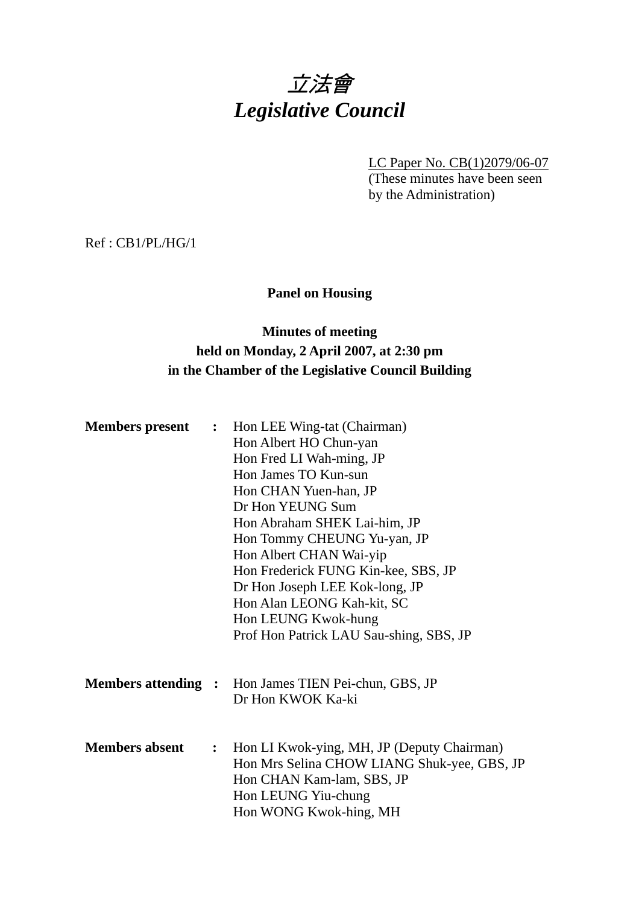# 立法會
# *Legislative Council*

LC Paper No. CB(1)2079/06-07
(These minutes have been seen by the Administration)

Ref : CB1/PL/HG/1

**Panel on Housing**

**Minutes of meeting held on Monday, 2 April 2007, at 2:30 pm in the Chamber of the Legislative Council Building**

**Members present :**
Hon LEE Wing-tat (Chairman)
Hon Albert HO Chun-yan
Hon Fred LI Wah-ming, JP
Hon James TO Kun-sun
Hon CHAN Yuen-han, JP
Dr Hon YEUNG Sum
Hon Abraham SHEK Lai-him, JP
Hon Tommy CHEUNG Yu-yan, JP
Hon Albert CHAN Wai-yip
Hon Frederick FUNG Kin-kee, SBS, JP
Dr Hon Joseph LEE Kok-long, JP
Hon Alan LEONG Kah-kit, SC
Hon LEUNG Kwok-hung
Prof Hon Patrick LAU Sau-shing, SBS, JP

**Members attending :**
Hon James TIEN Pei-chun, GBS, JP
Dr Hon KWOK Ka-ki

**Members absent :**
Hon LI Kwok-ying, MH, JP (Deputy Chairman)
Hon Mrs Selina CHOW LIANG Shuk-yee, GBS, JP
Hon CHAN Kam-lam, SBS, JP
Hon LEUNG Yiu-chung
Hon WONG Kwok-hing, MH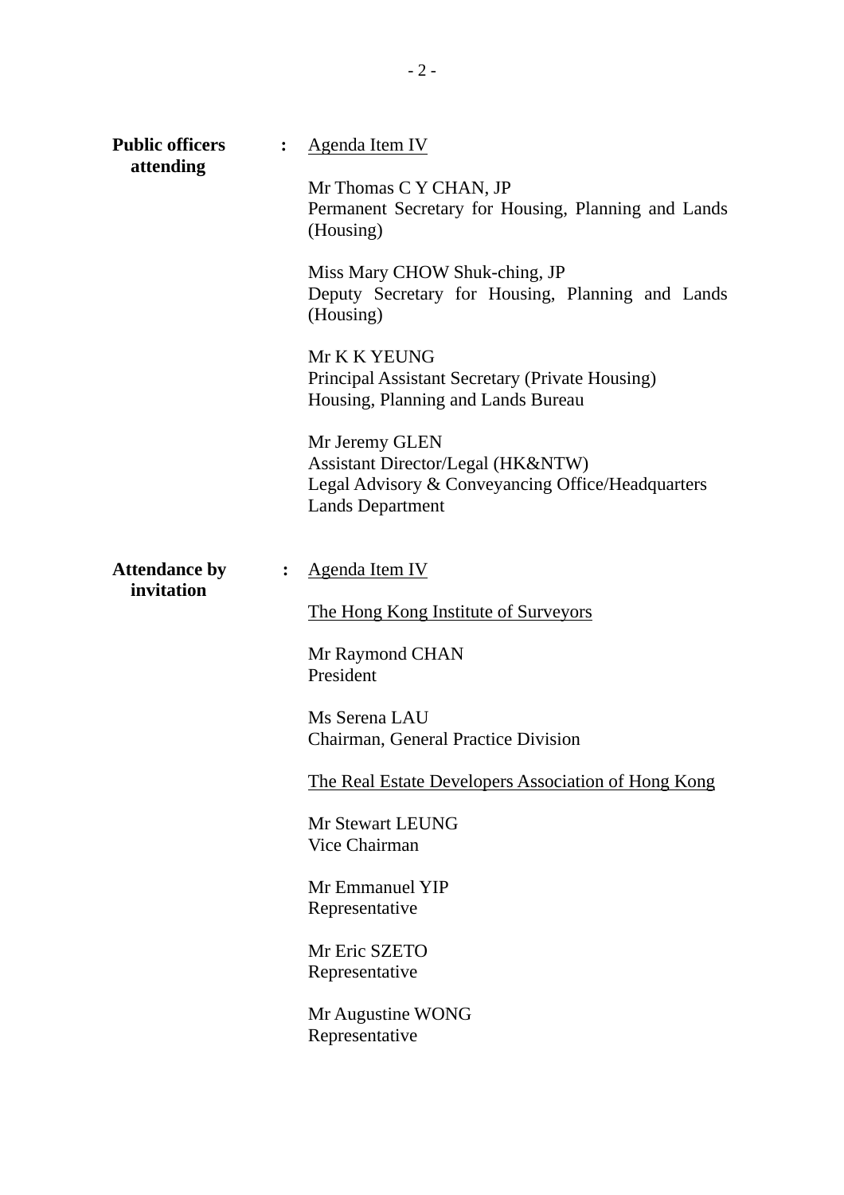**Public officers attending** : <u>Agenda Item IV</u>

Mr Thomas C Y CHAN, JP
Permanent Secretary for Housing, Planning and Lands (Housing)

Miss Mary CHOW Shuk-ching, JP
Deputy Secretary for Housing, Planning and Lands (Housing)

Mr K K YEUNG
Principal Assistant Secretary (Private Housing)
Housing, Planning and Lands Bureau

Mr Jeremy GLEN
Assistant Director/Legal (HK&NTW)
Legal Advisory & Conveyancing Office/Headquarters
Lands Department

**Attendance by invitation** : <u>Agenda Item IV</u>

<u>The Hong Kong Institute of Surveyors</u>

Mr Raymond CHAN
President

Ms Serena LAU
Chairman, General Practice Division

<u>The Real Estate Developers Association of Hong Kong</u>

Mr Stewart LEUNG
Vice Chairman

Mr Emmanuel YIP
Representative

Mr Eric SZETO
Representative

Mr Augustine WONG
Representative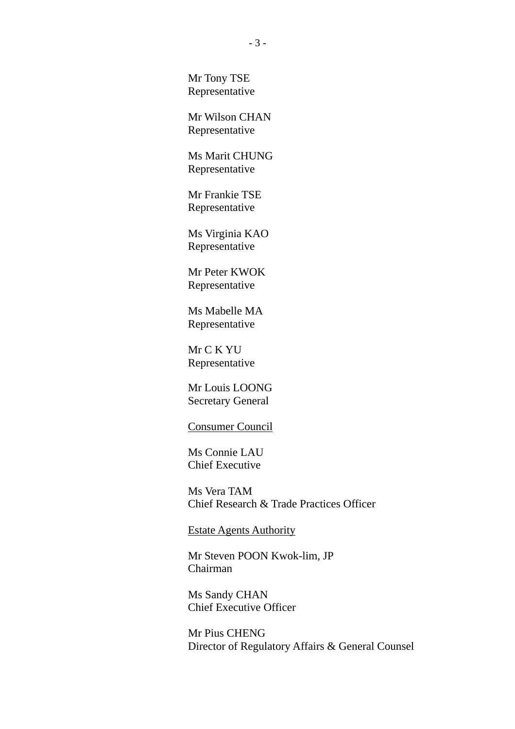Mr Tony TSE
Representative

Mr Wilson CHAN
Representative

Ms Marit CHUNG
Representative

Mr Frankie TSE
Representative

Ms Virginia KAO
Representative

Mr Peter KWOK
Representative

Ms Mabelle MA
Representative

Mr C K YU
Representative

Mr Louis LOONG
Secretary General

<u>Consumer Council</u>

Ms Connie LAU
Chief Executive

Ms Vera TAM
Chief Research & Trade Practices Officer

<u>Estate Agents Authority</u>

Mr Steven POON Kwok-lim, JP
Chairman

Ms Sandy CHAN
Chief Executive Officer

Mr Pius CHENG
Director of Regulatory Affairs & General Counsel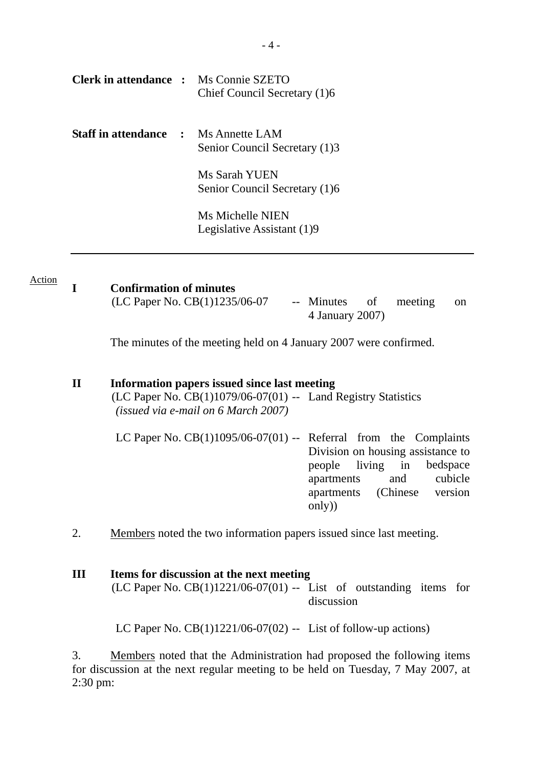**Clerk in attendance :** Ms Connie SZETO
Chief Council Secretary (1)6

**Staff in attendance :** Ms Annette LAM
Senior Council Secretary (1)3

Ms Sarah YUEN
Senior Council Secretary (1)6

Ms Michelle NIEN
Legislative Assistant (1)9

---

Action

**I Confirmation of minutes**

(LC Paper No. CB(1)1235/06-07 -- Minutes of meeting on 4 January 2007)

The minutes of the meeting held on 4 January 2007 were confirmed.

**II Information papers issued since last meeting**

(LC Paper No. CB(1)1079/06-07(01) -- Land Registry Statistics
*(issued via e-mail on 6 March 2007)*

LC Paper No. CB(1)1095/06-07(01) -- Referral from the Complaints Division on housing assistance to people living in bedspace apartments and cubicle apartments (Chinese version only))

2. Members noted the two information papers issued since last meeting.

**III Items for discussion at the next meeting**

(LC Paper No. CB(1)1221/06-07(01) -- List of outstanding items for discussion

LC Paper No. CB(1)1221/06-07(02) -- List of follow-up actions)

3. Members noted that the Administration had proposed the following items for discussion at the next regular meeting to be held on Tuesday, 7 May 2007, at 2:30 pm: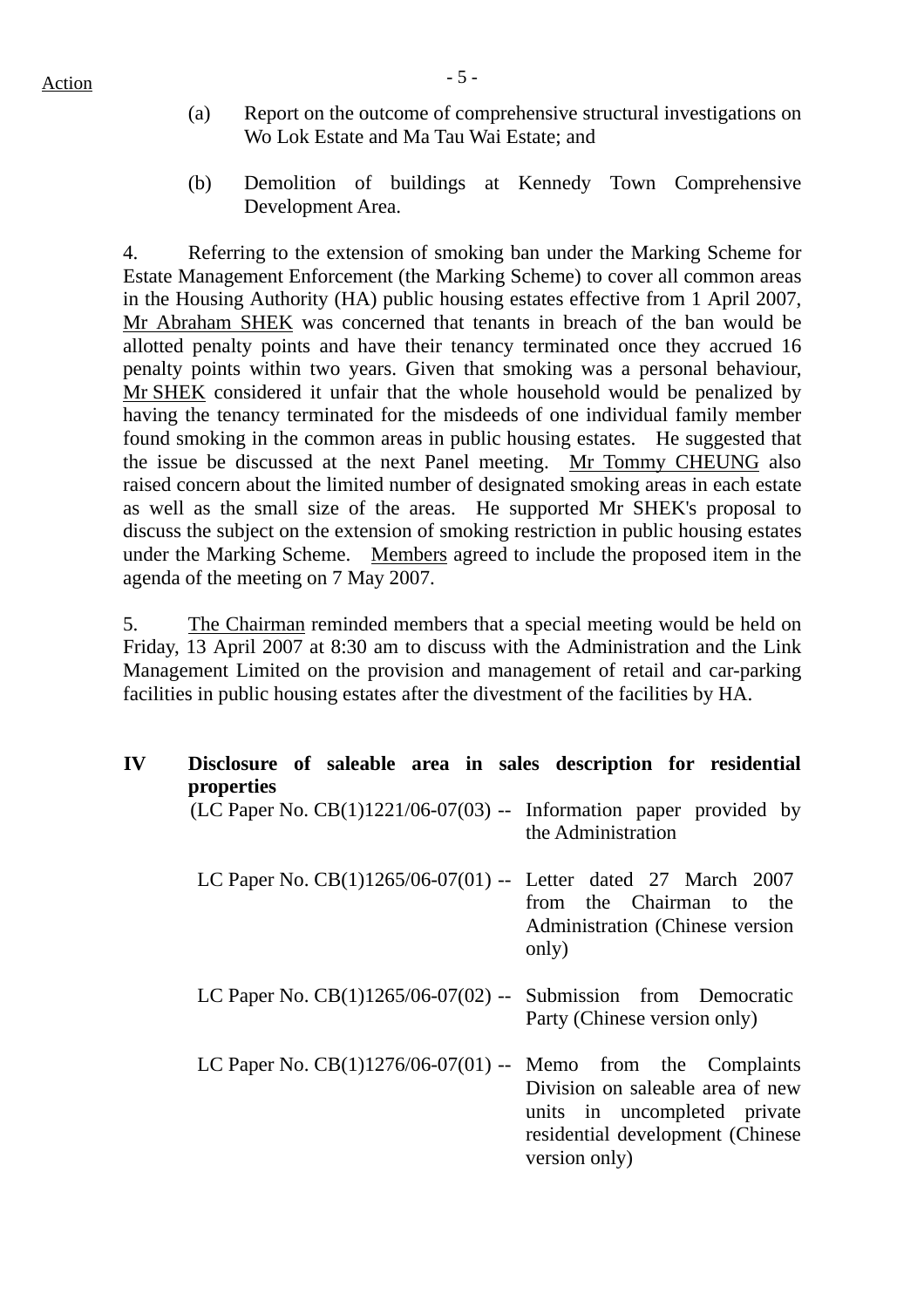Action

(a) Report on the outcome of comprehensive structural investigations on Wo Lok Estate and Ma Tau Wai Estate; and

(b) Demolition of buildings at Kennedy Town Comprehensive Development Area.

4. Referring to the extension of smoking ban under the Marking Scheme for Estate Management Enforcement (the Marking Scheme) to cover all common areas in the Housing Authority (HA) public housing estates effective from 1 April 2007, Mr Abraham SHEK was concerned that tenants in breach of the ban would be allotted penalty points and have their tenancy terminated once they accrued 16 penalty points within two years. Given that smoking was a personal behaviour, Mr SHEK considered it unfair that the whole household would be penalized by having the tenancy terminated for the misdeeds of one individual family member found smoking in the common areas in public housing estates. He suggested that the issue be discussed at the next Panel meeting. Mr Tommy CHEUNG also raised concern about the limited number of designated smoking areas in each estate as well as the small size of the areas. He supported Mr SHEK's proposal to discuss the subject on the extension of smoking restriction in public housing estates under the Marking Scheme. Members agreed to include the proposed item in the agenda of the meeting on 7 May 2007.

5. The Chairman reminded members that a special meeting would be held on Friday, 13 April 2007 at 8:30 am to discuss with the Administration and the Link Management Limited on the provision and management of retail and car-parking facilities in public housing estates after the divestment of the facilities by HA.

## IV Disclosure of saleable area in sales description for residential properties

(LC Paper No. CB(1)1221/06-07(03) -- Information paper provided by the Administration

LC Paper No. CB(1)1265/06-07(01) -- Letter dated 27 March 2007 from the Chairman to the Administration (Chinese version only)

LC Paper No. CB(1)1265/06-07(02) -- Submission from Democratic Party (Chinese version only)

LC Paper No. CB(1)1276/06-07(01) -- Memo from the Complaints Division on saleable area of new units in uncompleted private residential development (Chinese version only)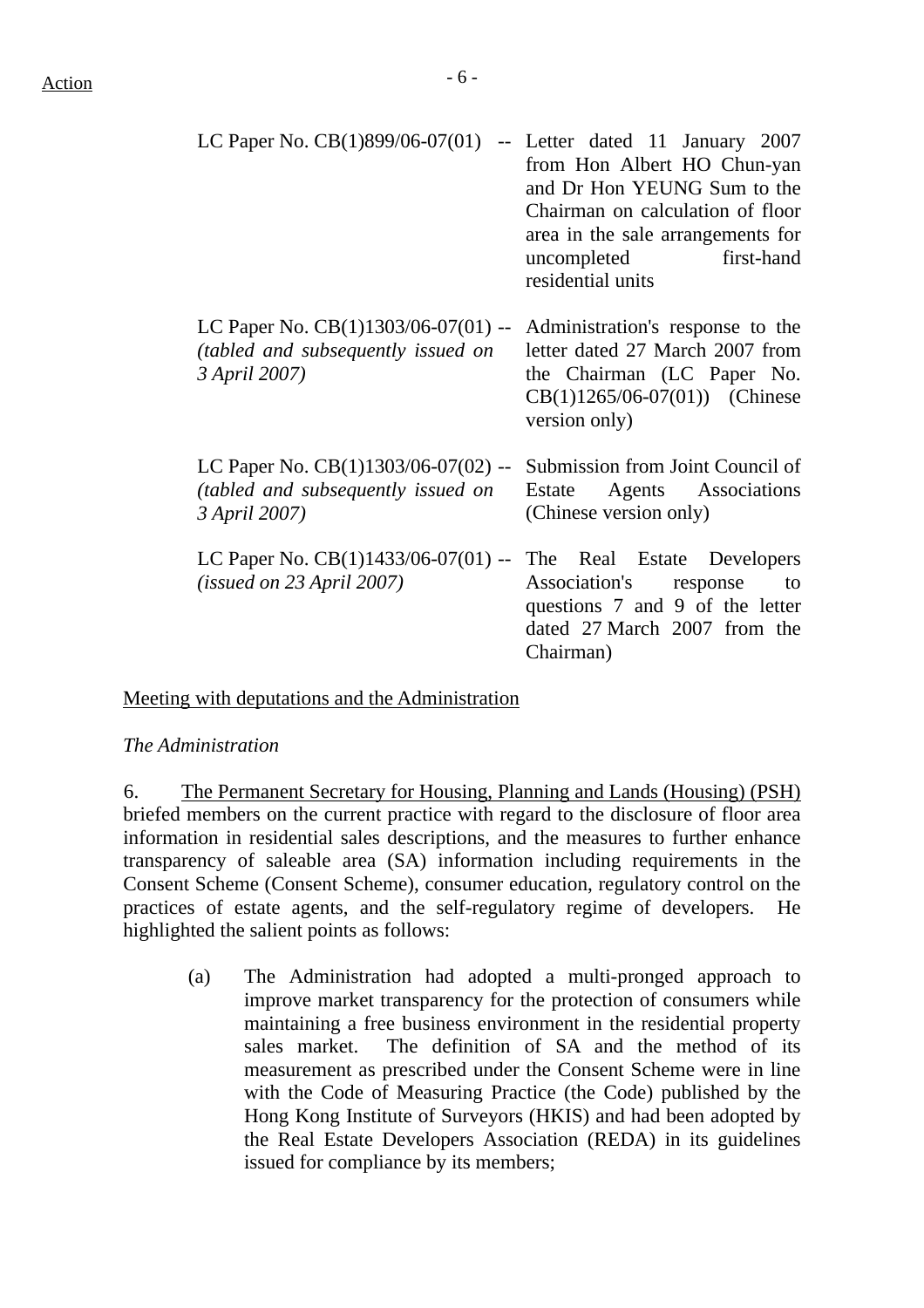Action

| | | |
|---|---|---|
| LC Paper No. CB(1)899/06-07(01) | -- | Letter dated 11 January 2007 from Hon Albert HO Chun-yan and Dr Hon YEUNG Sum to the Chairman on calculation of floor area in the sale arrangements for uncompleted first-hand residential units |
| LC Paper No. CB(1)1303/06-07(01) *(tabled and subsequently issued on 3 April 2007)* | -- | Administration's response to the letter dated 27 March 2007 from the Chairman (LC Paper No. CB(1)1265/06-07(01)) (Chinese version only) |
| LC Paper No. CB(1)1303/06-07(02) *(tabled and subsequently issued on 3 April 2007)* | -- | Submission from Joint Council of Estate Agents Associations (Chinese version only) |
| LC Paper No. CB(1)1433/06-07(01) *(issued on 23 April 2007)* | -- | The Real Estate Developers Association's response to questions 7 and 9 of the letter dated 27 March 2007 from the Chairman) |

Meeting with deputations and the Administration

*The Administration*

6. The Permanent Secretary for Housing, Planning and Lands (Housing) (PSH) briefed members on the current practice with regard to the disclosure of floor area information in residential sales descriptions, and the measures to further enhance transparency of saleable area (SA) information including requirements in the Consent Scheme (Consent Scheme), consumer education, regulatory control on the practices of estate agents, and the self-regulatory regime of developers. He highlighted the salient points as follows:

(a) The Administration had adopted a multi-pronged approach to improve market transparency for the protection of consumers while maintaining a free business environment in the residential property sales market. The definition of SA and the method of its measurement as prescribed under the Consent Scheme were in line with the Code of Measuring Practice (the Code) published by the Hong Kong Institute of Surveyors (HKIS) and had been adopted by the Real Estate Developers Association (REDA) in its guidelines issued for compliance by its members;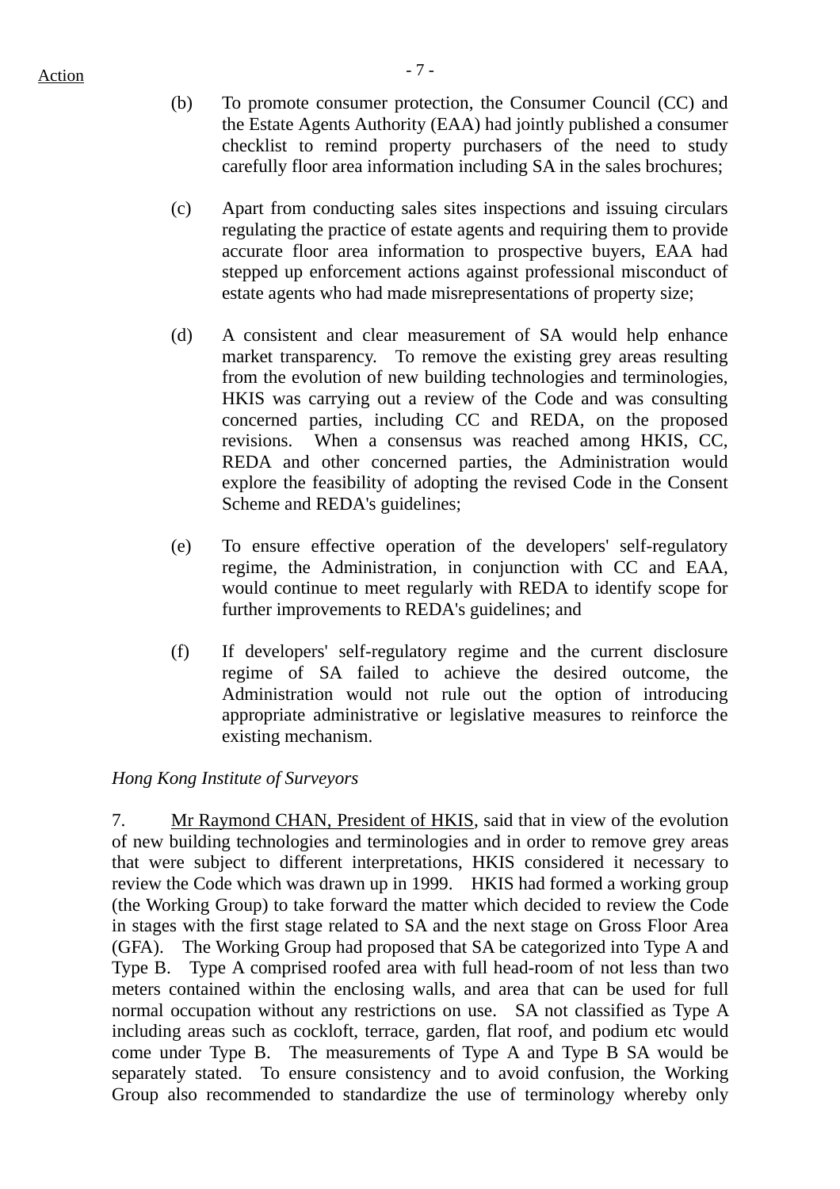(b) To promote consumer protection, the Consumer Council (CC) and the Estate Agents Authority (EAA) had jointly published a consumer checklist to remind property purchasers of the need to study carefully floor area information including SA in the sales brochures;

(c) Apart from conducting sales sites inspections and issuing circulars regulating the practice of estate agents and requiring them to provide accurate floor area information to prospective buyers, EAA had stepped up enforcement actions against professional misconduct of estate agents who had made misrepresentations of property size;

(d) A consistent and clear measurement of SA would help enhance market transparency. To remove the existing grey areas resulting from the evolution of new building technologies and terminologies, HKIS was carrying out a review of the Code and was consulting concerned parties, including CC and REDA, on the proposed revisions. When a consensus was reached among HKIS, CC, REDA and other concerned parties, the Administration would explore the feasibility of adopting the revised Code in the Consent Scheme and REDA's guidelines;

(e) To ensure effective operation of the developers' self-regulatory regime, the Administration, in conjunction with CC and EAA, would continue to meet regularly with REDA to identify scope for further improvements to REDA's guidelines; and

(f) If developers' self-regulatory regime and the current disclosure regime of SA failed to achieve the desired outcome, the Administration would not rule out the option of introducing appropriate administrative or legislative measures to reinforce the existing mechanism.

*Hong Kong Institute of Surveyors*

7. Mr Raymond CHAN, President of HKIS, said that in view of the evolution of new building technologies and terminologies and in order to remove grey areas that were subject to different interpretations, HKIS considered it necessary to review the Code which was drawn up in 1999. HKIS had formed a working group (the Working Group) to take forward the matter which decided to review the Code in stages with the first stage related to SA and the next stage on Gross Floor Area (GFA). The Working Group had proposed that SA be categorized into Type A and Type B. Type A comprised roofed area with full head-room of not less than two meters contained within the enclosing walls, and area that can be used for full normal occupation without any restrictions on use. SA not classified as Type A including areas such as cockloft, terrace, garden, flat roof, and podium etc would come under Type B. The measurements of Type A and Type B SA would be separately stated. To ensure consistency and to avoid confusion, the Working Group also recommended to standardize the use of terminology whereby only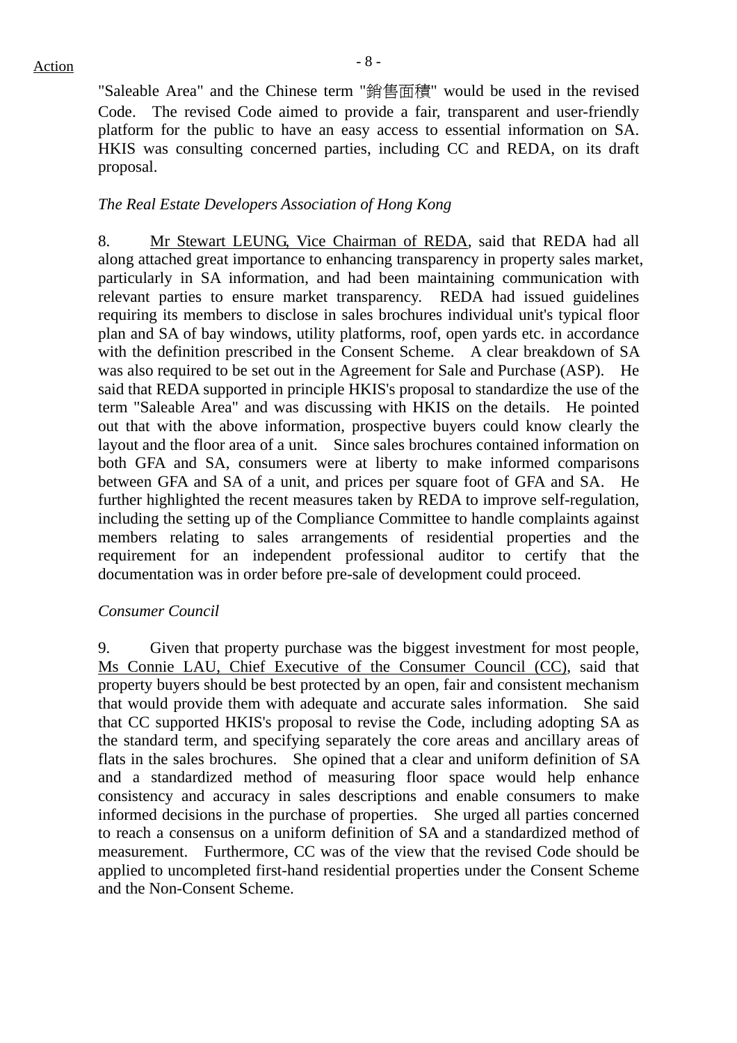"Saleable Area" and the Chinese term "銷售面積" would be used in the revised Code. The revised Code aimed to provide a fair, transparent and user-friendly platform for the public to have an easy access to essential information on SA. HKIS was consulting concerned parties, including CC and REDA, on its draft proposal.

*The Real Estate Developers Association of Hong Kong*

8. Mr Stewart LEUNG, Vice Chairman of REDA, said that REDA had all along attached great importance to enhancing transparency in property sales market, particularly in SA information, and had been maintaining communication with relevant parties to ensure market transparency. REDA had issued guidelines requiring its members to disclose in sales brochures individual unit's typical floor plan and SA of bay windows, utility platforms, roof, open yards etc. in accordance with the definition prescribed in the Consent Scheme. A clear breakdown of SA was also required to be set out in the Agreement for Sale and Purchase (ASP). He said that REDA supported in principle HKIS's proposal to standardize the use of the term "Saleable Area" and was discussing with HKIS on the details. He pointed out that with the above information, prospective buyers could know clearly the layout and the floor area of a unit. Since sales brochures contained information on both GFA and SA, consumers were at liberty to make informed comparisons between GFA and SA of a unit, and prices per square foot of GFA and SA. He further highlighted the recent measures taken by REDA to improve self-regulation, including the setting up of the Compliance Committee to handle complaints against members relating to sales arrangements of residential properties and the requirement for an independent professional auditor to certify that the documentation was in order before pre-sale of development could proceed.

*Consumer Council*

9. Given that property purchase was the biggest investment for most people, Ms Connie LAU, Chief Executive of the Consumer Council (CC), said that property buyers should be best protected by an open, fair and consistent mechanism that would provide them with adequate and accurate sales information. She said that CC supported HKIS's proposal to revise the Code, including adopting SA as the standard term, and specifying separately the core areas and ancillary areas of flats in the sales brochures. She opined that a clear and uniform definition of SA and a standardized method of measuring floor space would help enhance consistency and accuracy in sales descriptions and enable consumers to make informed decisions in the purchase of properties. She urged all parties concerned to reach a consensus on a uniform definition of SA and a standardized method of measurement. Furthermore, CC was of the view that the revised Code should be applied to uncompleted first-hand residential properties under the Consent Scheme and the Non-Consent Scheme.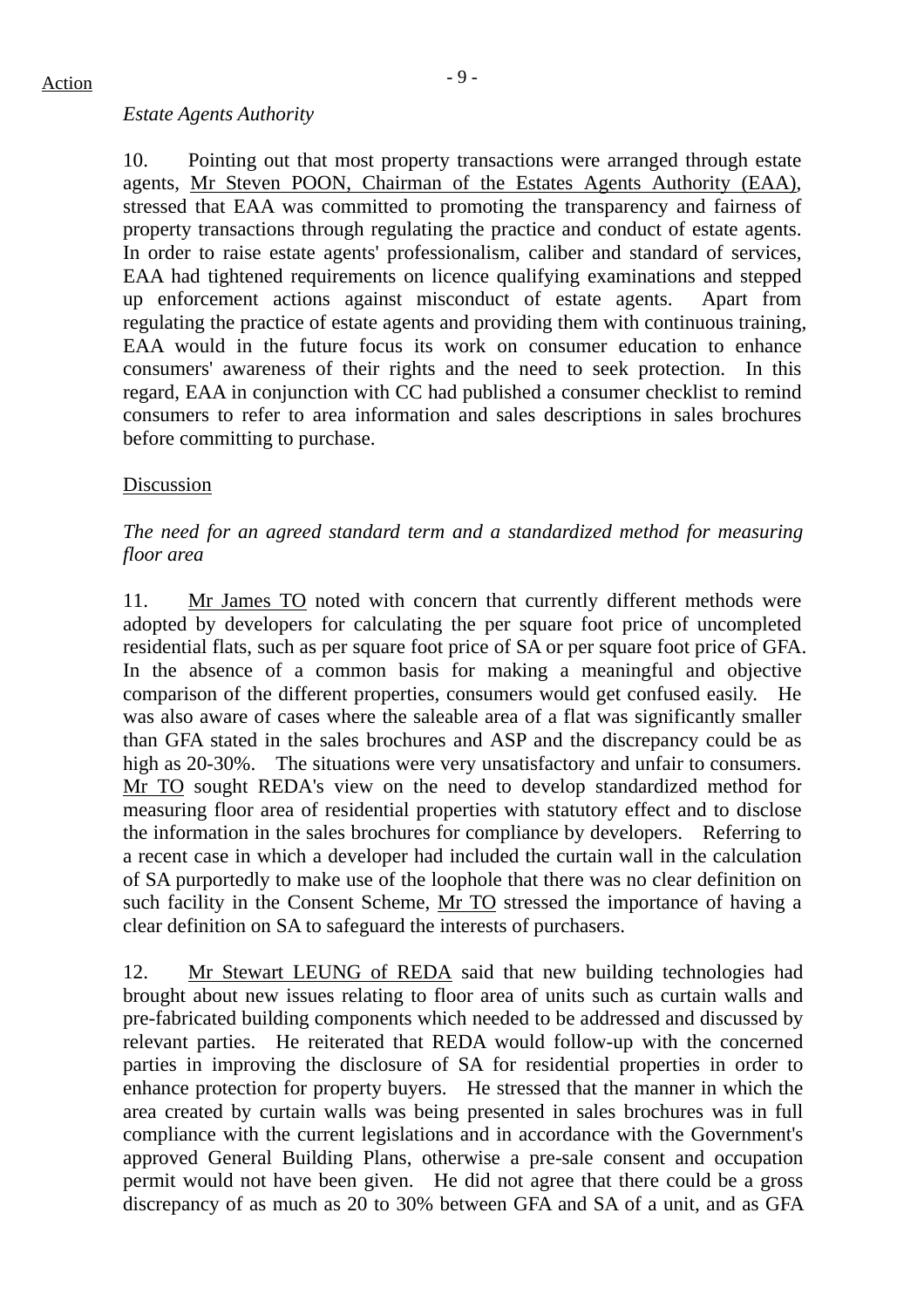*Estate Agents Authority*

10. Pointing out that most property transactions were arranged through estate agents, Mr Steven POON, Chairman of the Estates Agents Authority (EAA), stressed that EAA was committed to promoting the transparency and fairness of property transactions through regulating the practice and conduct of estate agents. In order to raise estate agents' professionalism, caliber and standard of services, EAA had tightened requirements on licence qualifying examinations and stepped up enforcement actions against misconduct of estate agents. Apart from regulating the practice of estate agents and providing them with continuous training, EAA would in the future focus its work on consumer education to enhance consumers' awareness of their rights and the need to seek protection. In this regard, EAA in conjunction with CC had published a consumer checklist to remind consumers to refer to area information and sales descriptions in sales brochures before committing to purchase.

Discussion

*The need for an agreed standard term and a standardized method for measuring floor area*

11. Mr James TO noted with concern that currently different methods were adopted by developers for calculating the per square foot price of uncompleted residential flats, such as per square foot price of SA or per square foot price of GFA. In the absence of a common basis for making a meaningful and objective comparison of the different properties, consumers would get confused easily. He was also aware of cases where the saleable area of a flat was significantly smaller than GFA stated in the sales brochures and ASP and the discrepancy could be as high as 20-30%. The situations were very unsatisfactory and unfair to consumers. Mr TO sought REDA's view on the need to develop standardized method for measuring floor area of residential properties with statutory effect and to disclose the information in the sales brochures for compliance by developers. Referring to a recent case in which a developer had included the curtain wall in the calculation of SA purportedly to make use of the loophole that there was no clear definition on such facility in the Consent Scheme, Mr TO stressed the importance of having a clear definition on SA to safeguard the interests of purchasers.

12. Mr Stewart LEUNG of REDA said that new building technologies had brought about new issues relating to floor area of units such as curtain walls and pre-fabricated building components which needed to be addressed and discussed by relevant parties. He reiterated that REDA would follow-up with the concerned parties in improving the disclosure of SA for residential properties in order to enhance protection for property buyers. He stressed that the manner in which the area created by curtain walls was being presented in sales brochures was in full compliance with the current legislations and in accordance with the Government's approved General Building Plans, otherwise a pre-sale consent and occupation permit would not have been given. He did not agree that there could be a gross discrepancy of as much as 20 to 30% between GFA and SA of a unit, and as GFA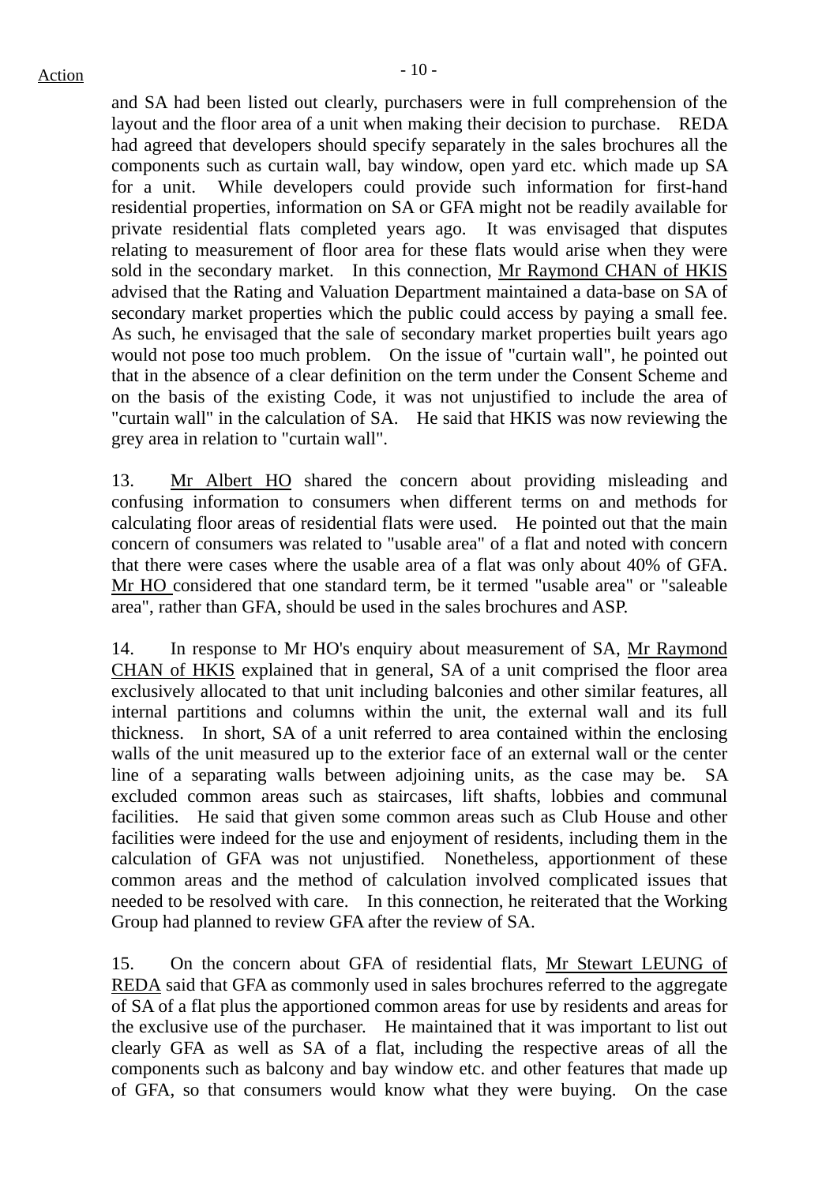and SA had been listed out clearly, purchasers were in full comprehension of the layout and the floor area of a unit when making their decision to purchase. REDA had agreed that developers should specify separately in the sales brochures all the components such as curtain wall, bay window, open yard etc. which made up SA for a unit. While developers could provide such information for first-hand residential properties, information on SA or GFA might not be readily available for private residential flats completed years ago. It was envisaged that disputes relating to measurement of floor area for these flats would arise when they were sold in the secondary market. In this connection, Mr Raymond CHAN of HKIS advised that the Rating and Valuation Department maintained a data-base on SA of secondary market properties which the public could access by paying a small fee. As such, he envisaged that the sale of secondary market properties built years ago would not pose too much problem. On the issue of "curtain wall", he pointed out that in the absence of a clear definition on the term under the Consent Scheme and on the basis of the existing Code, it was not unjustified to include the area of "curtain wall" in the calculation of SA. He said that HKIS was now reviewing the grey area in relation to "curtain wall".

13. Mr Albert HO shared the concern about providing misleading and confusing information to consumers when different terms on and methods for calculating floor areas of residential flats were used. He pointed out that the main concern of consumers was related to "usable area" of a flat and noted with concern that there were cases where the usable area of a flat was only about 40% of GFA. Mr HO considered that one standard term, be it termed "usable area" or "saleable area", rather than GFA, should be used in the sales brochures and ASP.

14. In response to Mr HO's enquiry about measurement of SA, Mr Raymond CHAN of HKIS explained that in general, SA of a unit comprised the floor area exclusively allocated to that unit including balconies and other similar features, all internal partitions and columns within the unit, the external wall and its full thickness. In short, SA of a unit referred to area contained within the enclosing walls of the unit measured up to the exterior face of an external wall or the center line of a separating walls between adjoining units, as the case may be. SA excluded common areas such as staircases, lift shafts, lobbies and communal facilities. He said that given some common areas such as Club House and other facilities were indeed for the use and enjoyment of residents, including them in the calculation of GFA was not unjustified. Nonetheless, apportionment of these common areas and the method of calculation involved complicated issues that needed to be resolved with care. In this connection, he reiterated that the Working Group had planned to review GFA after the review of SA.

15. On the concern about GFA of residential flats, Mr Stewart LEUNG of REDA said that GFA as commonly used in sales brochures referred to the aggregate of SA of a flat plus the apportioned common areas for use by residents and areas for the exclusive use of the purchaser. He maintained that it was important to list out clearly GFA as well as SA of a flat, including the respective areas of all the components such as balcony and bay window etc. and other features that made up of GFA, so that consumers would know what they were buying. On the case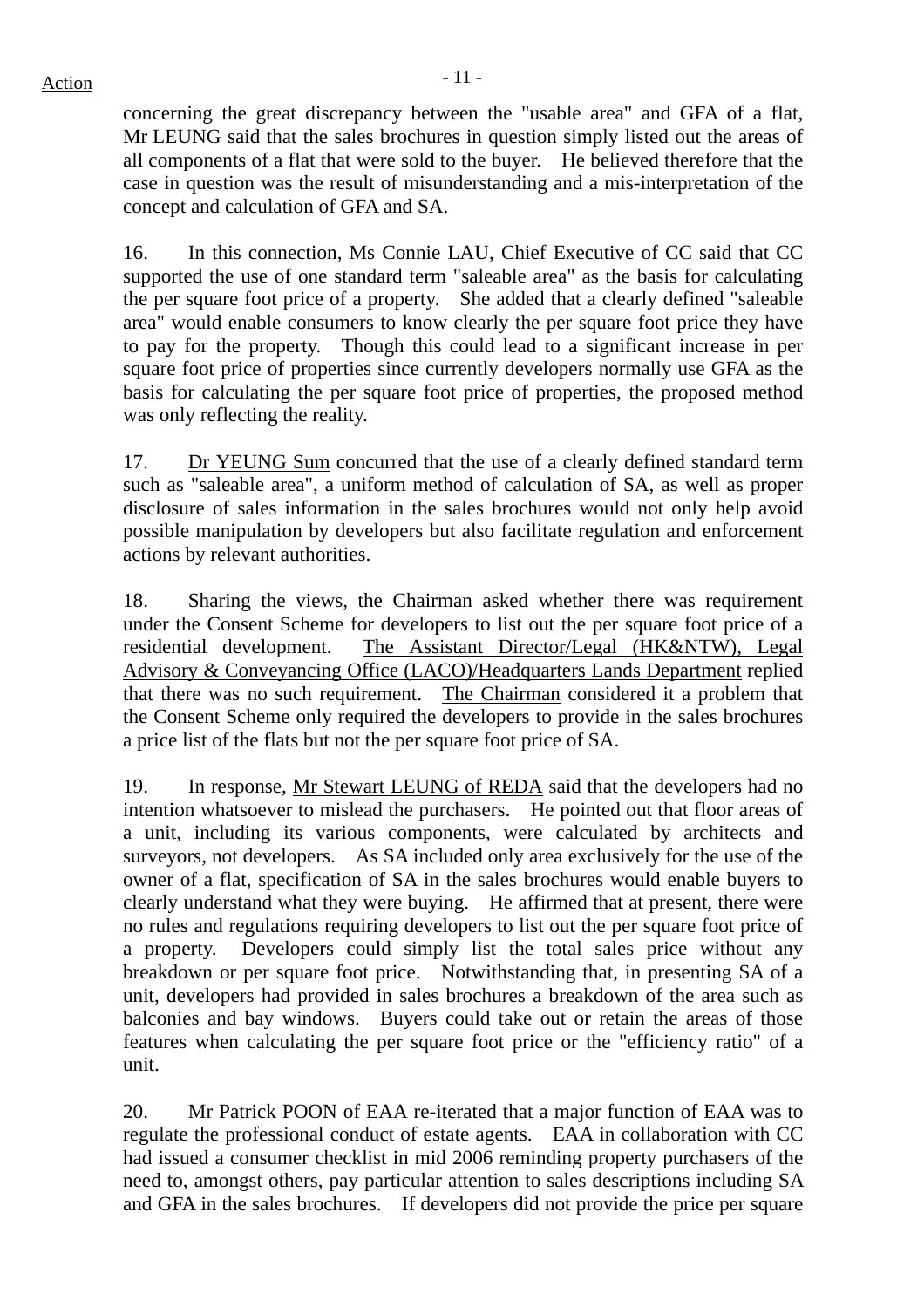concerning the great discrepancy between the "usable area" and GFA of a flat, Mr LEUNG said that the sales brochures in question simply listed out the areas of all components of a flat that were sold to the buyer. He believed therefore that the case in question was the result of misunderstanding and a mis-interpretation of the concept and calculation of GFA and SA.

16. In this connection, Ms Connie LAU, Chief Executive of CC said that CC supported the use of one standard term "saleable area" as the basis for calculating the per square foot price of a property. She added that a clearly defined "saleable area" would enable consumers to know clearly the per square foot price they have to pay for the property. Though this could lead to a significant increase in per square foot price of properties since currently developers normally use GFA as the basis for calculating the per square foot price of properties, the proposed method was only reflecting the reality.

17. Dr YEUNG Sum concurred that the use of a clearly defined standard term such as "saleable area", a uniform method of calculation of SA, as well as proper disclosure of sales information in the sales brochures would not only help avoid possible manipulation by developers but also facilitate regulation and enforcement actions by relevant authorities.

18. Sharing the views, the Chairman asked whether there was requirement under the Consent Scheme for developers to list out the per square foot price of a residential development. The Assistant Director/Legal (HK&NTW), Legal Advisory & Conveyancing Office (LACO)/Headquarters Lands Department replied that there was no such requirement. The Chairman considered it a problem that the Consent Scheme only required the developers to provide in the sales brochures a price list of the flats but not the per square foot price of SA.

19. In response, Mr Stewart LEUNG of REDA said that the developers had no intention whatsoever to mislead the purchasers. He pointed out that floor areas of a unit, including its various components, were calculated by architects and surveyors, not developers. As SA included only area exclusively for the use of the owner of a flat, specification of SA in the sales brochures would enable buyers to clearly understand what they were buying. He affirmed that at present, there were no rules and regulations requiring developers to list out the per square foot price of a property. Developers could simply list the total sales price without any breakdown or per square foot price. Notwithstanding that, in presenting SA of a unit, developers had provided in sales brochures a breakdown of the area such as balconies and bay windows. Buyers could take out or retain the areas of those features when calculating the per square foot price or the "efficiency ratio" of a unit.

20. Mr Patrick POON of EAA re-iterated that a major function of EAA was to regulate the professional conduct of estate agents. EAA in collaboration with CC had issued a consumer checklist in mid 2006 reminding property purchasers of the need to, amongst others, pay particular attention to sales descriptions including SA and GFA in the sales brochures. If developers did not provide the price per square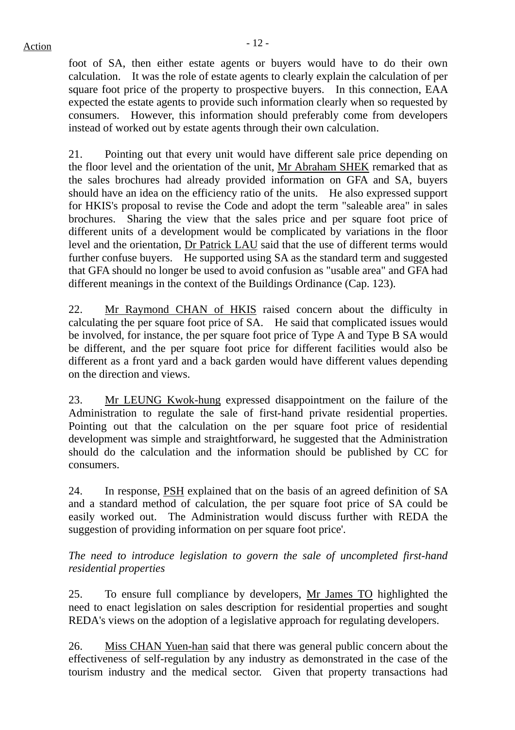foot of SA, then either estate agents or buyers would have to do their own calculation. It was the role of estate agents to clearly explain the calculation of per square foot price of the property to prospective buyers. In this connection, EAA expected the estate agents to provide such information clearly when so requested by consumers. However, this information should preferably come from developers instead of worked out by estate agents through their own calculation.

21. Pointing out that every unit would have different sale price depending on the floor level and the orientation of the unit, Mr Abraham SHEK remarked that as the sales brochures had already provided information on GFA and SA, buyers should have an idea on the efficiency ratio of the units. He also expressed support for HKIS's proposal to revise the Code and adopt the term "saleable area" in sales brochures. Sharing the view that the sales price and per square foot price of different units of a development would be complicated by variations in the floor level and the orientation, Dr Patrick LAU said that the use of different terms would further confuse buyers. He supported using SA as the standard term and suggested that GFA should no longer be used to avoid confusion as "usable area" and GFA had different meanings in the context of the Buildings Ordinance (Cap. 123).

22. Mr Raymond CHAN of HKIS raised concern about the difficulty in calculating the per square foot price of SA. He said that complicated issues would be involved, for instance, the per square foot price of Type A and Type B SA would be different, and the per square foot price for different facilities would also be different as a front yard and a back garden would have different values depending on the direction and views.

23. Mr LEUNG Kwok-hung expressed disappointment on the failure of the Administration to regulate the sale of first-hand private residential properties. Pointing out that the calculation on the per square foot price of residential development was simple and straightforward, he suggested that the Administration should do the calculation and the information should be published by CC for consumers.

24. In response, PSH explained that on the basis of an agreed definition of SA and a standard method of calculation, the per square foot price of SA could be easily worked out. The Administration would discuss further with REDA the suggestion of providing information on per square foot price'.

*The need to introduce legislation to govern the sale of uncompleted first-hand residential properties*

25. To ensure full compliance by developers, Mr James TO highlighted the need to enact legislation on sales description for residential properties and sought REDA's views on the adoption of a legislative approach for regulating developers.

26. Miss CHAN Yuen-han said that there was general public concern about the effectiveness of self-regulation by any industry as demonstrated in the case of the tourism industry and the medical sector. Given that property transactions had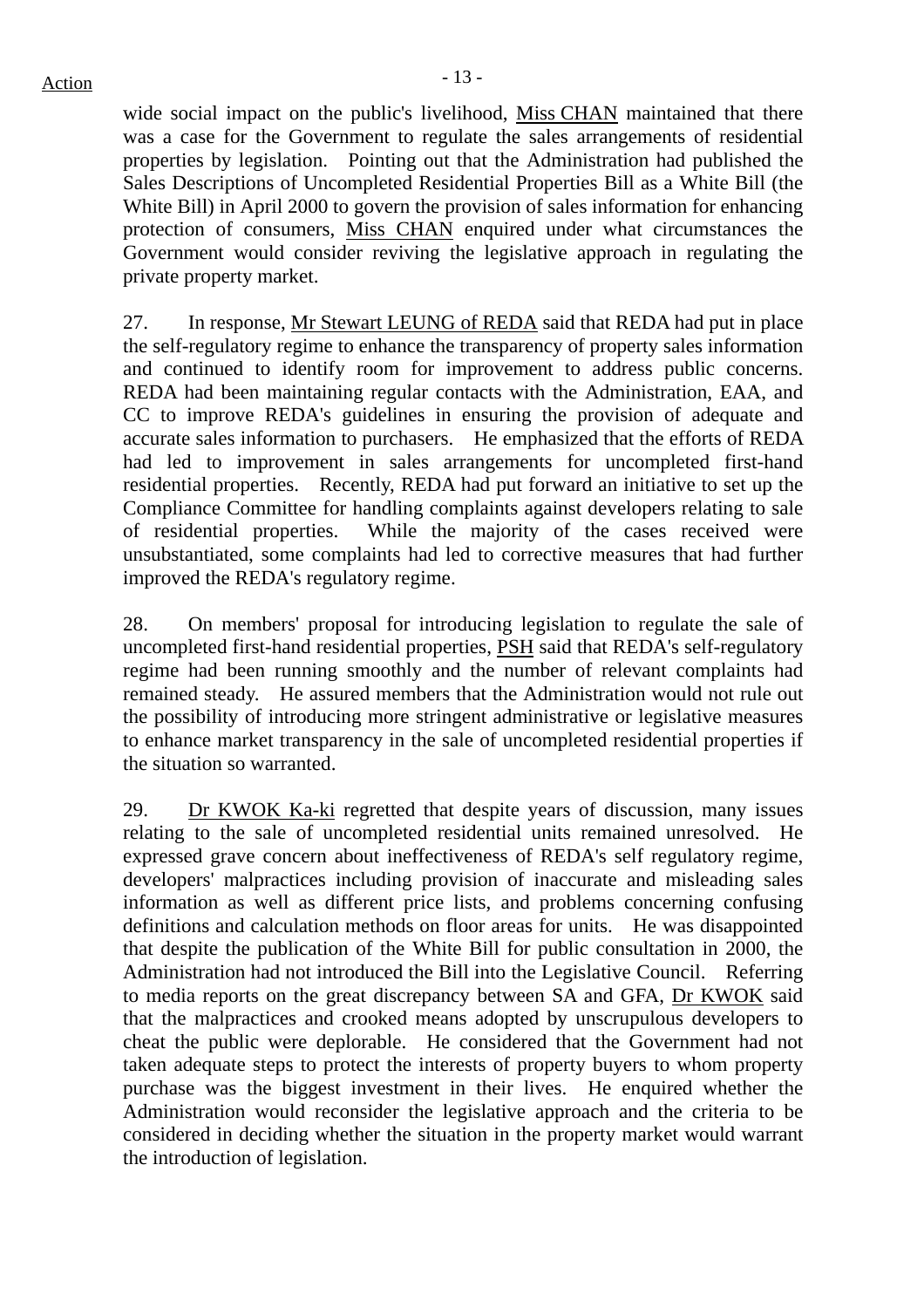wide social impact on the public's livelihood, Miss CHAN maintained that there was a case for the Government to regulate the sales arrangements of residential properties by legislation. Pointing out that the Administration had published the Sales Descriptions of Uncompleted Residential Properties Bill as a White Bill (the White Bill) in April 2000 to govern the provision of sales information for enhancing protection of consumers, Miss CHAN enquired under what circumstances the Government would consider reviving the legislative approach in regulating the private property market.

27. In response, Mr Stewart LEUNG of REDA said that REDA had put in place the self-regulatory regime to enhance the transparency of property sales information and continued to identify room for improvement to address public concerns. REDA had been maintaining regular contacts with the Administration, EAA, and CC to improve REDA's guidelines in ensuring the provision of adequate and accurate sales information to purchasers. He emphasized that the efforts of REDA had led to improvement in sales arrangements for uncompleted first-hand residential properties. Recently, REDA had put forward an initiative to set up the Compliance Committee for handling complaints against developers relating to sale of residential properties. While the majority of the cases received were unsubstantiated, some complaints had led to corrective measures that had further improved the REDA's regulatory regime.

28. On members' proposal for introducing legislation to regulate the sale of uncompleted first-hand residential properties, PSH said that REDA's self-regulatory regime had been running smoothly and the number of relevant complaints had remained steady. He assured members that the Administration would not rule out the possibility of introducing more stringent administrative or legislative measures to enhance market transparency in the sale of uncompleted residential properties if the situation so warranted.

29. Dr KWOK Ka-ki regretted that despite years of discussion, many issues relating to the sale of uncompleted residential units remained unresolved. He expressed grave concern about ineffectiveness of REDA's self regulatory regime, developers' malpractices including provision of inaccurate and misleading sales information as well as different price lists, and problems concerning confusing definitions and calculation methods on floor areas for units. He was disappointed that despite the publication of the White Bill for public consultation in 2000, the Administration had not introduced the Bill into the Legislative Council. Referring to media reports on the great discrepancy between SA and GFA, Dr KWOK said that the malpractices and crooked means adopted by unscrupulous developers to cheat the public were deplorable. He considered that the Government had not taken adequate steps to protect the interests of property buyers to whom property purchase was the biggest investment in their lives. He enquired whether the Administration would reconsider the legislative approach and the criteria to be considered in deciding whether the situation in the property market would warrant the introduction of legislation.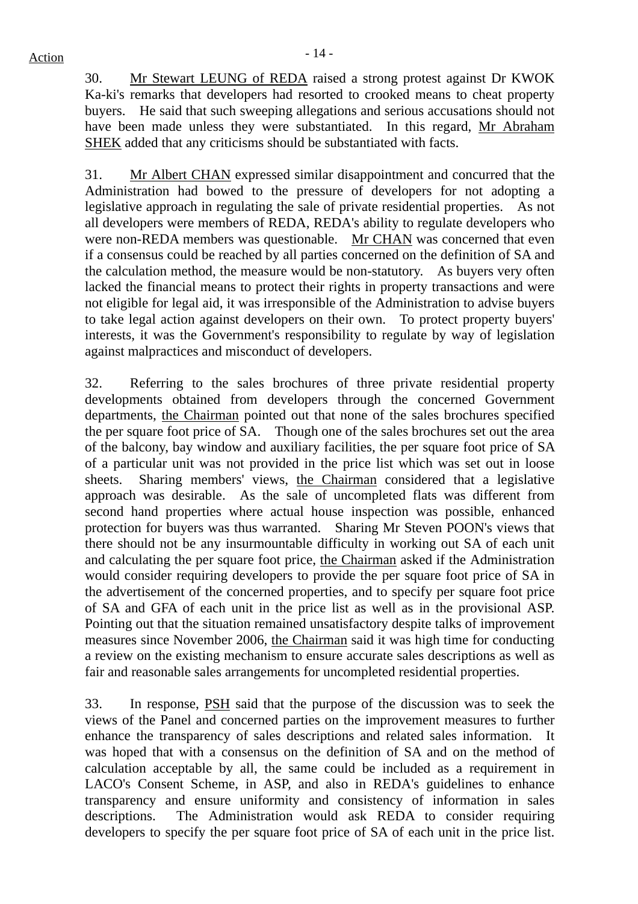30. Mr Stewart LEUNG of REDA raised a strong protest against Dr KWOK Ka-ki's remarks that developers had resorted to crooked means to cheat property buyers. He said that such sweeping allegations and serious accusations should not have been made unless they were substantiated. In this regard, Mr Abraham SHEK added that any criticisms should be substantiated with facts.

31. Mr Albert CHAN expressed similar disappointment and concurred that the Administration had bowed to the pressure of developers for not adopting a legislative approach in regulating the sale of private residential properties. As not all developers were members of REDA, REDA's ability to regulate developers who were non-REDA members was questionable. Mr CHAN was concerned that even if a consensus could be reached by all parties concerned on the definition of SA and the calculation method, the measure would be non-statutory. As buyers very often lacked the financial means to protect their rights in property transactions and were not eligible for legal aid, it was irresponsible of the Administration to advise buyers to take legal action against developers on their own. To protect property buyers' interests, it was the Government's responsibility to regulate by way of legislation against malpractices and misconduct of developers.

32. Referring to the sales brochures of three private residential property developments obtained from developers through the concerned Government departments, the Chairman pointed out that none of the sales brochures specified the per square foot price of SA. Though one of the sales brochures set out the area of the balcony, bay window and auxiliary facilities, the per square foot price of SA of a particular unit was not provided in the price list which was set out in loose sheets. Sharing members' views, the Chairman considered that a legislative approach was desirable. As the sale of uncompleted flats was different from second hand properties where actual house inspection was possible, enhanced protection for buyers was thus warranted. Sharing Mr Steven POON's views that there should not be any insurmountable difficulty in working out SA of each unit and calculating the per square foot price, the Chairman asked if the Administration would consider requiring developers to provide the per square foot price of SA in the advertisement of the concerned properties, and to specify per square foot price of SA and GFA of each unit in the price list as well as in the provisional ASP. Pointing out that the situation remained unsatisfactory despite talks of improvement measures since November 2006, the Chairman said it was high time for conducting a review on the existing mechanism to ensure accurate sales descriptions as well as fair and reasonable sales arrangements for uncompleted residential properties.

33. In response, PSH said that the purpose of the discussion was to seek the views of the Panel and concerned parties on the improvement measures to further enhance the transparency of sales descriptions and related sales information. It was hoped that with a consensus on the definition of SA and on the method of calculation acceptable by all, the same could be included as a requirement in LACO's Consent Scheme, in ASP, and also in REDA's guidelines to enhance transparency and ensure uniformity and consistency of information in sales descriptions. The Administration would ask REDA to consider requiring developers to specify the per square foot price of SA of each unit in the price list.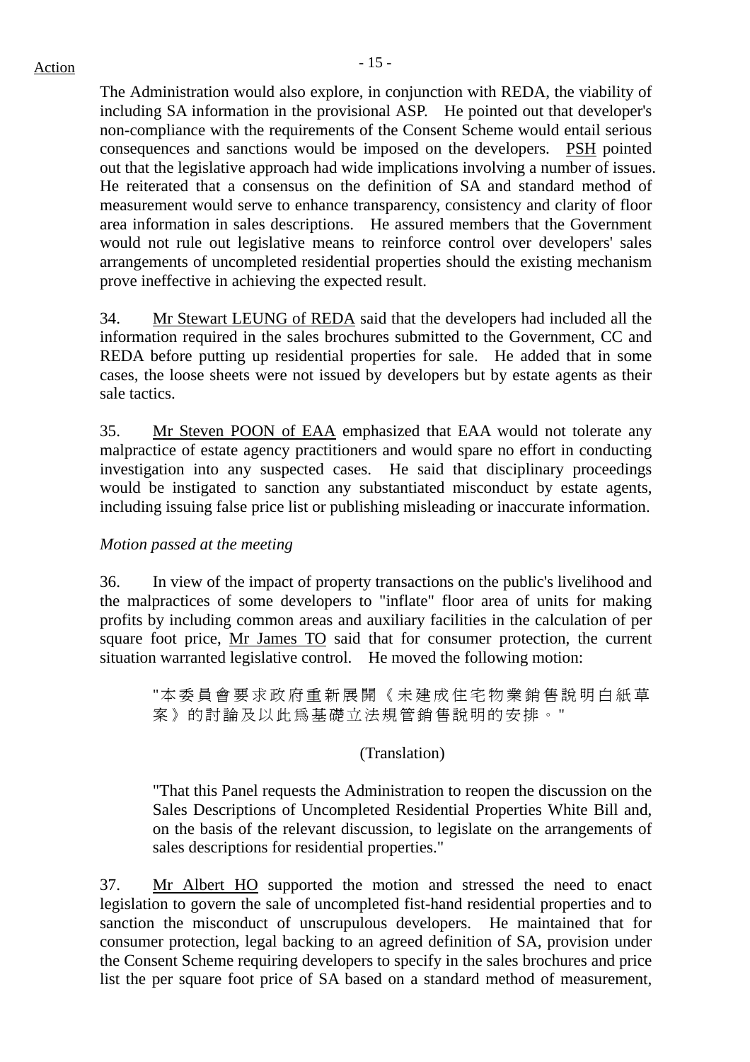The Administration would also explore, in conjunction with REDA, the viability of including SA information in the provisional ASP. He pointed out that developer's non-compliance with the requirements of the Consent Scheme would entail serious consequences and sanctions would be imposed on the developers. PSH pointed out that the legislative approach had wide implications involving a number of issues. He reiterated that a consensus on the definition of SA and standard method of measurement would serve to enhance transparency, consistency and clarity of floor area information in sales descriptions. He assured members that the Government would not rule out legislative means to reinforce control over developers' sales arrangements of uncompleted residential properties should the existing mechanism prove ineffective in achieving the expected result.

34. Mr Stewart LEUNG of REDA said that the developers had included all the information required in the sales brochures submitted to the Government, CC and REDA before putting up residential properties for sale. He added that in some cases, the loose sheets were not issued by developers but by estate agents as their sale tactics.

35. Mr Steven POON of EAA emphasized that EAA would not tolerate any malpractice of estate agency practitioners and would spare no effort in conducting investigation into any suspected cases. He said that disciplinary proceedings would be instigated to sanction any substantiated misconduct by estate agents, including issuing false price list or publishing misleading or inaccurate information.

*Motion passed at the meeting*

36. In view of the impact of property transactions on the public's livelihood and the malpractices of some developers to "inflate" floor area of units for making profits by including common areas and auxiliary facilities in the calculation of per square foot price, Mr James TO said that for consumer protection, the current situation warranted legislative control. He moved the following motion:

> "本委員會要求政府重新展開《未建成住宅物業銷售說明白紙草案》的討論及以此為基礎立法規管銷售說明的安排。"
>
> (Translation)
>
> "That this Panel requests the Administration to reopen the discussion on the Sales Descriptions of Uncompleted Residential Properties White Bill and, on the basis of the relevant discussion, to legislate on the arrangements of sales descriptions for residential properties."

37. Mr Albert HO supported the motion and stressed the need to enact legislation to govern the sale of uncompleted fist-hand residential properties and to sanction the misconduct of unscrupulous developers. He maintained that for consumer protection, legal backing to an agreed definition of SA, provision under the Consent Scheme requiring developers to specify in the sales brochures and price list the per square foot price of SA based on a standard method of measurement,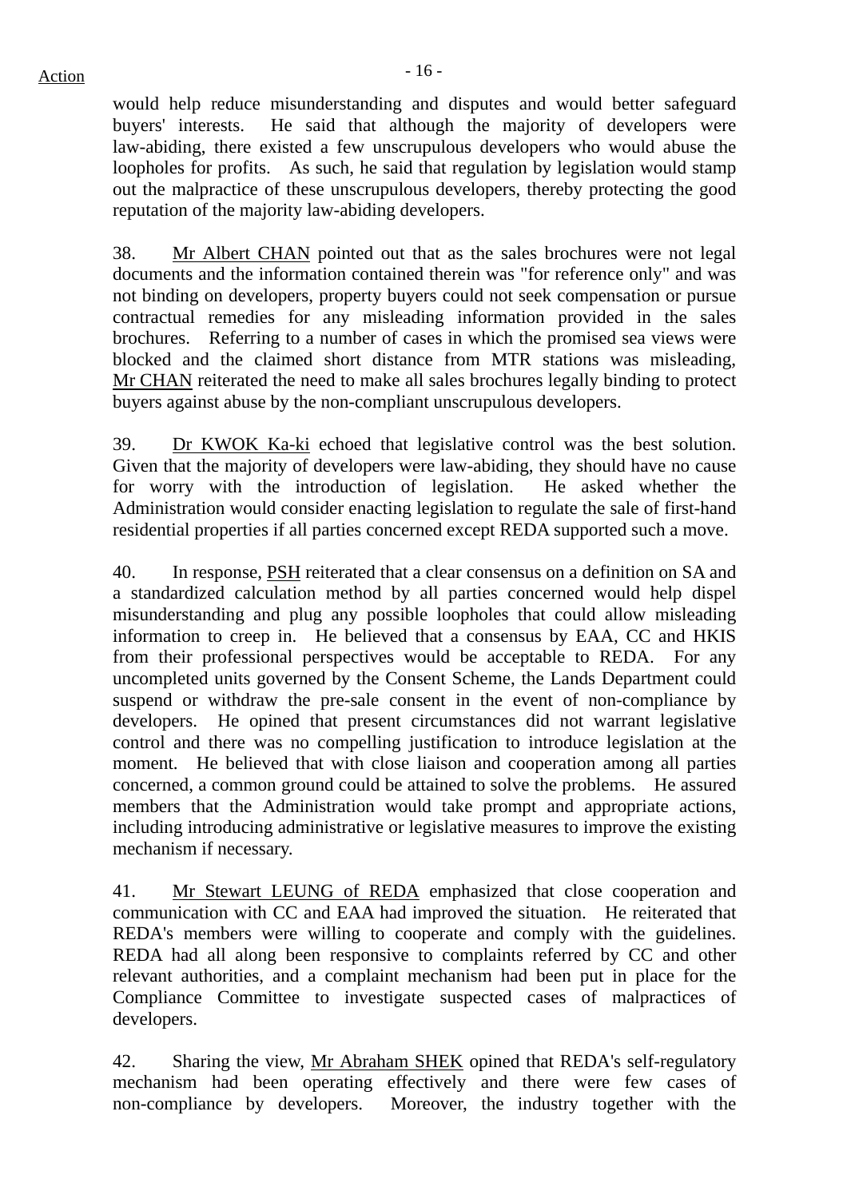would help reduce misunderstanding and disputes and would better safeguard buyers' interests. He said that although the majority of developers were law-abiding, there existed a few unscrupulous developers who would abuse the loopholes for profits. As such, he said that regulation by legislation would stamp out the malpractice of these unscrupulous developers, thereby protecting the good reputation of the majority law-abiding developers.

38. Mr Albert CHAN pointed out that as the sales brochures were not legal documents and the information contained therein was "for reference only" and was not binding on developers, property buyers could not seek compensation or pursue contractual remedies for any misleading information provided in the sales brochures. Referring to a number of cases in which the promised sea views were blocked and the claimed short distance from MTR stations was misleading, Mr CHAN reiterated the need to make all sales brochures legally binding to protect buyers against abuse by the non-compliant unscrupulous developers.

39. Dr KWOK Ka-ki echoed that legislative control was the best solution. Given that the majority of developers were law-abiding, they should have no cause for worry with the introduction of legislation. He asked whether the Administration would consider enacting legislation to regulate the sale of first-hand residential properties if all parties concerned except REDA supported such a move.

40. In response, PSH reiterated that a clear consensus on a definition on SA and a standardized calculation method by all parties concerned would help dispel misunderstanding and plug any possible loopholes that could allow misleading information to creep in. He believed that a consensus by EAA, CC and HKIS from their professional perspectives would be acceptable to REDA. For any uncompleted units governed by the Consent Scheme, the Lands Department could suspend or withdraw the pre-sale consent in the event of non-compliance by developers. He opined that present circumstances did not warrant legislative control and there was no compelling justification to introduce legislation at the moment. He believed that with close liaison and cooperation among all parties concerned, a common ground could be attained to solve the problems. He assured members that the Administration would take prompt and appropriate actions, including introducing administrative or legislative measures to improve the existing mechanism if necessary.

41. Mr Stewart LEUNG of REDA emphasized that close cooperation and communication with CC and EAA had improved the situation. He reiterated that REDA's members were willing to cooperate and comply with the guidelines. REDA had all along been responsive to complaints referred by CC and other relevant authorities, and a complaint mechanism had been put in place for the Compliance Committee to investigate suspected cases of malpractices of developers.

42. Sharing the view, Mr Abraham SHEK opined that REDA's self-regulatory mechanism had been operating effectively and there were few cases of non-compliance by developers. Moreover, the industry together with the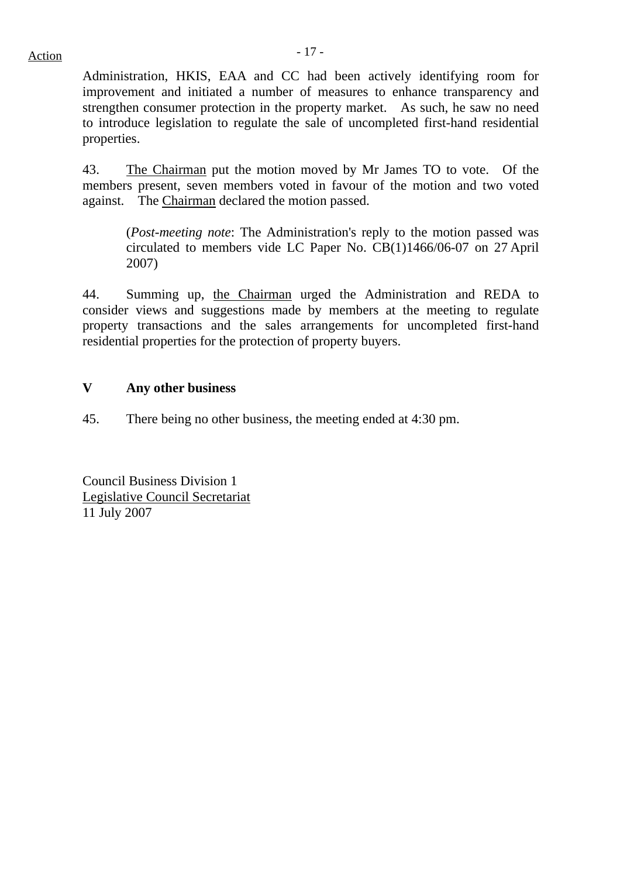Action

Administration, HKIS, EAA and CC had been actively identifying room for improvement and initiated a number of measures to enhance transparency and strengthen consumer protection in the property market. As such, he saw no need to introduce legislation to regulate the sale of uncompleted first-hand residential properties.

43. The Chairman put the motion moved by Mr James TO to vote. Of the members present, seven members voted in favour of the motion and two voted against. The Chairman declared the motion passed.

> (*Post-meeting note*: The Administration's reply to the motion passed was circulated to members vide LC Paper No. CB(1)1466/06-07 on 27 April 2007)

44. Summing up, the Chairman urged the Administration and REDA to consider views and suggestions made by members at the meeting to regulate property transactions and the sales arrangements for uncompleted first-hand residential properties for the protection of property buyers.

## V Any other business

45. There being no other business, the meeting ended at 4:30 pm.

Council Business Division 1
Legislative Council Secretariat
11 July 2007